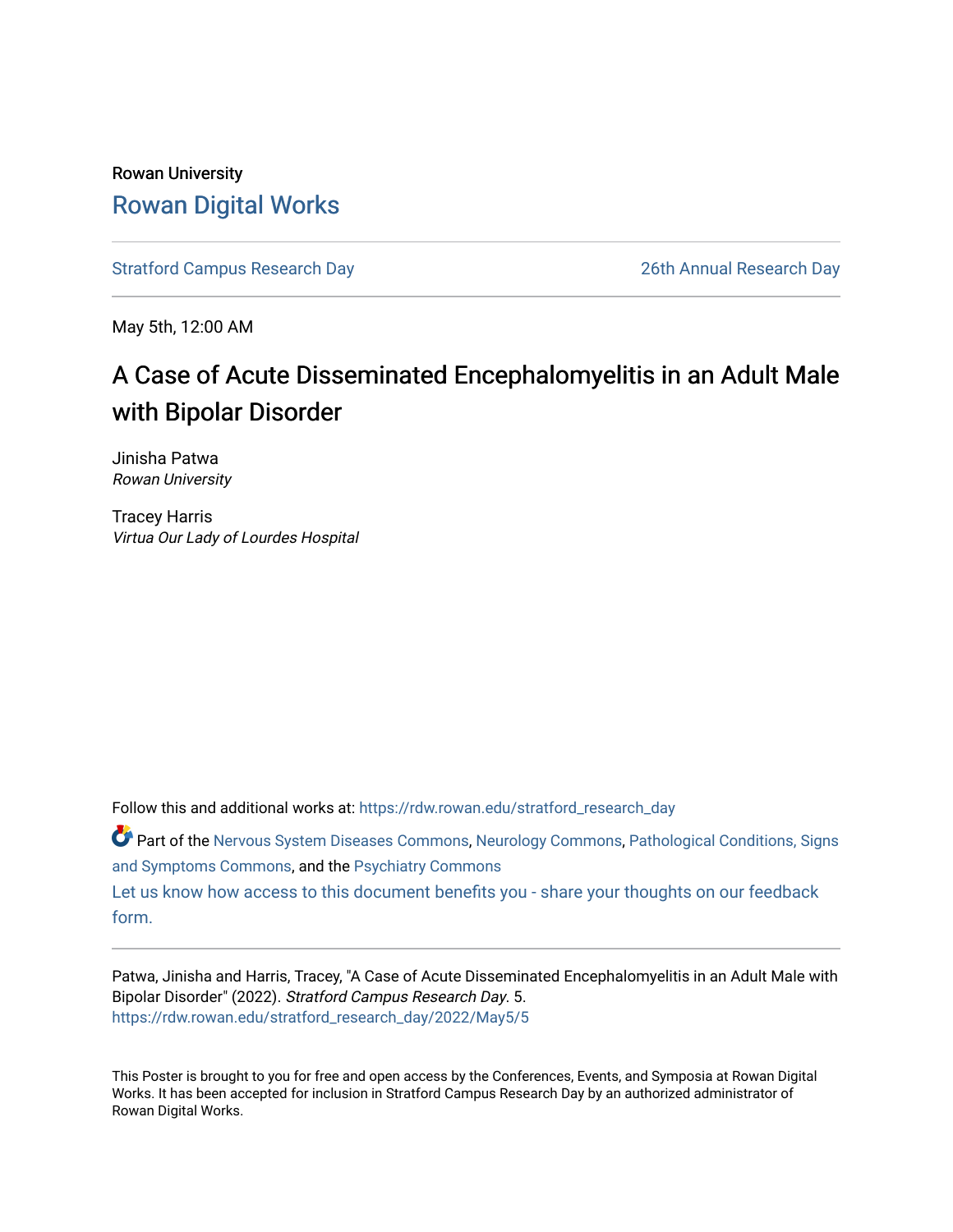Rowan University

# Rowan Digital Works

Stratford Campus Research Day | 26th Annual Research Day

May 5th, 12:00 AM

# A Case of Acute Disseminated Encephalomyelitis in an Adult Male with Bipolar Disorder

Jinisha Patwa
*Rowan University*

Tracey Harris
*Virtua Our Lady of Lourdes Hospital*

Follow this and additional works at: https://rdw.rowan.edu/stratford_research_day

Part of the Nervous System Diseases Commons, Neurology Commons, Pathological Conditions, Signs and Symptoms Commons, and the Psychiatry Commons

Let us know how access to this document benefits you - share your thoughts on our feedback form.

Patwa, Jinisha and Harris, Tracey, "A Case of Acute Disseminated Encephalomyelitis in an Adult Male with Bipolar Disorder" (2022). *Stratford Campus Research Day*. 5.
https://rdw.rowan.edu/stratford_research_day/2022/May5/5

This Poster is brought to you for free and open access by the Conferences, Events, and Symposia at Rowan Digital Works. It has been accepted for inclusion in Stratford Campus Research Day by an authorized administrator of Rowan Digital Works.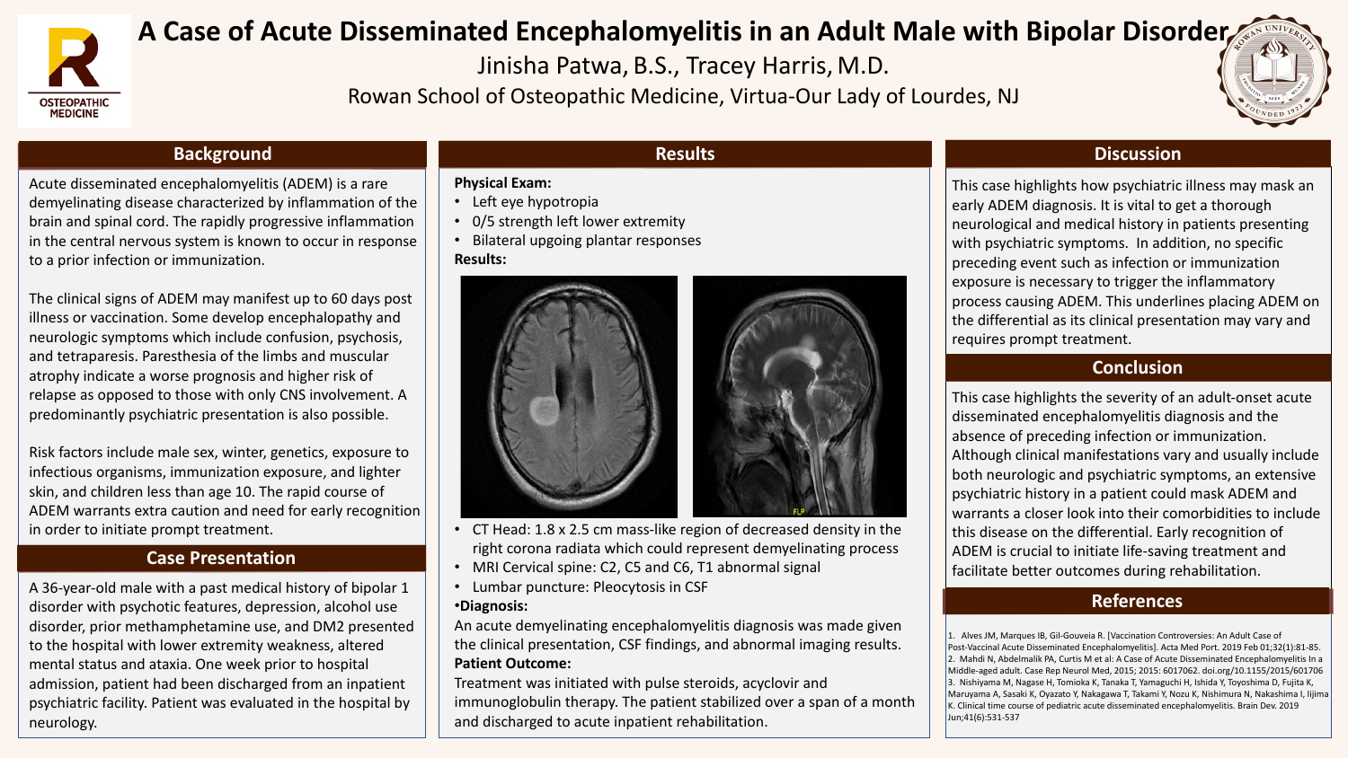# A Case of Acute Disseminated Encephalomyelitis in an Adult Male with Bipolar Disorder

Jinisha Patwa, B.S., Tracey Harris, M.D.

Rowan School of Osteopathic Medicine, Virtua-Our Lady of Lourdes, NJ

## Background

Acute disseminated encephalomyelitis (ADEM) is a rare demyelinating disease characterized by inflammation of the brain and spinal cord. The rapidly progressive inflammation in the central nervous system is known to occur in response to a prior infection or immunization.

The clinical signs of ADEM may manifest up to 60 days post illness or vaccination. Some develop encephalopathy and neurologic symptoms which include confusion, psychosis, and tetraparesis. Paresthesia of the limbs and muscular atrophy indicate a worse prognosis and higher risk of relapse as opposed to those with only CNS involvement. A predominantly psychiatric presentation is also possible.

Risk factors include male sex, winter, genetics, exposure to infectious organisms, immunization exposure, and lighter skin, and children less than age 10. The rapid course of ADEM warrants extra caution and need for early recognition in order to initiate prompt treatment.

## Case Presentation

A 36-year-old male with a past medical history of bipolar 1 disorder with psychotic features, depression, alcohol use disorder, prior methamphetamine use, and DM2 presented to the hospital with lower extremity weakness, altered mental status and ataxia. One week prior to hospital admission, patient had been discharged from an inpatient psychiatric facility. Patient was evaluated in the hospital by neurology.

## Results

**Physical Exam:**

- Left eye hypotropia
- 0/5 strength left lower extremity
- Bilateral upgoing plantar responses

**Results:**

- CT Head: 1.8 x 2.5 cm mass-like region of decreased density in the right corona radiata which could represent demyelinating process
- MRI Cervical spine: C2, C5 and C6, T1 abnormal signal
- Lumbar puncture: Pleocytosis in CSF

•**Diagnosis:**

An acute demyelinating encephalomyelitis diagnosis was made given the clinical presentation, CSF findings, and abnormal imaging results.

**Patient Outcome:**

Treatment was initiated with pulse steroids, acyclovir and immunoglobulin therapy. The patient stabilized over a span of a month and discharged to acute inpatient rehabilitation.

## Discussion

This case highlights how psychiatric illness may mask an early ADEM diagnosis. It is vital to get a thorough neurological and medical history in patients presenting with psychiatric symptoms. In addition, no specific preceding event such as infection or immunization exposure is necessary to trigger the inflammatory process causing ADEM. This underlines placing ADEM on the differential as its clinical presentation may vary and requires prompt treatment.

## Conclusion

This case highlights the severity of an adult-onset acute disseminated encephalomyelitis diagnosis and the absence of preceding infection or immunization. Although clinical manifestations vary and usually include both neurologic and psychiatric symptoms, an extensive psychiatric history in a patient could mask ADEM and warrants a closer look into their comorbidities to include this disease on the differential. Early recognition of ADEM is crucial to initiate life-saving treatment and facilitate better outcomes during rehabilitation.

## References

1. Alves JM, Marques IB, Gil-Gouveia R. [Vaccination Controversies: An Adult Case of Post-Vaccinal Acute Disseminated Encephalomyelitis]. Acta Med Port. 2019 Feb 01;32(1):81-85.
2. Mahdi N, Abdelmalik PA, Curtis M et al: A Case of Acute Disseminated Encephalomyelitis In a Middle-aged adult. Case Rep Neurol Med, 2015; 2015: 6017062. doi.org/10.1155/2015/601706
3. Nishiyama M, Nagase H, Tomioka K, Tanaka T, Yamaguchi H, Ishida Y, Toyoshima D, Fujita K, Maruyama A, Sasaki K, Oyazato Y, Nakagawa T, Takami Y, Nozu K, Nishimura N, Nakashima I, Iijima K. Clinical time course of pediatric acute disseminated encephalomyelitis. Brain Dev. 2019 Jun;41(6):531-537